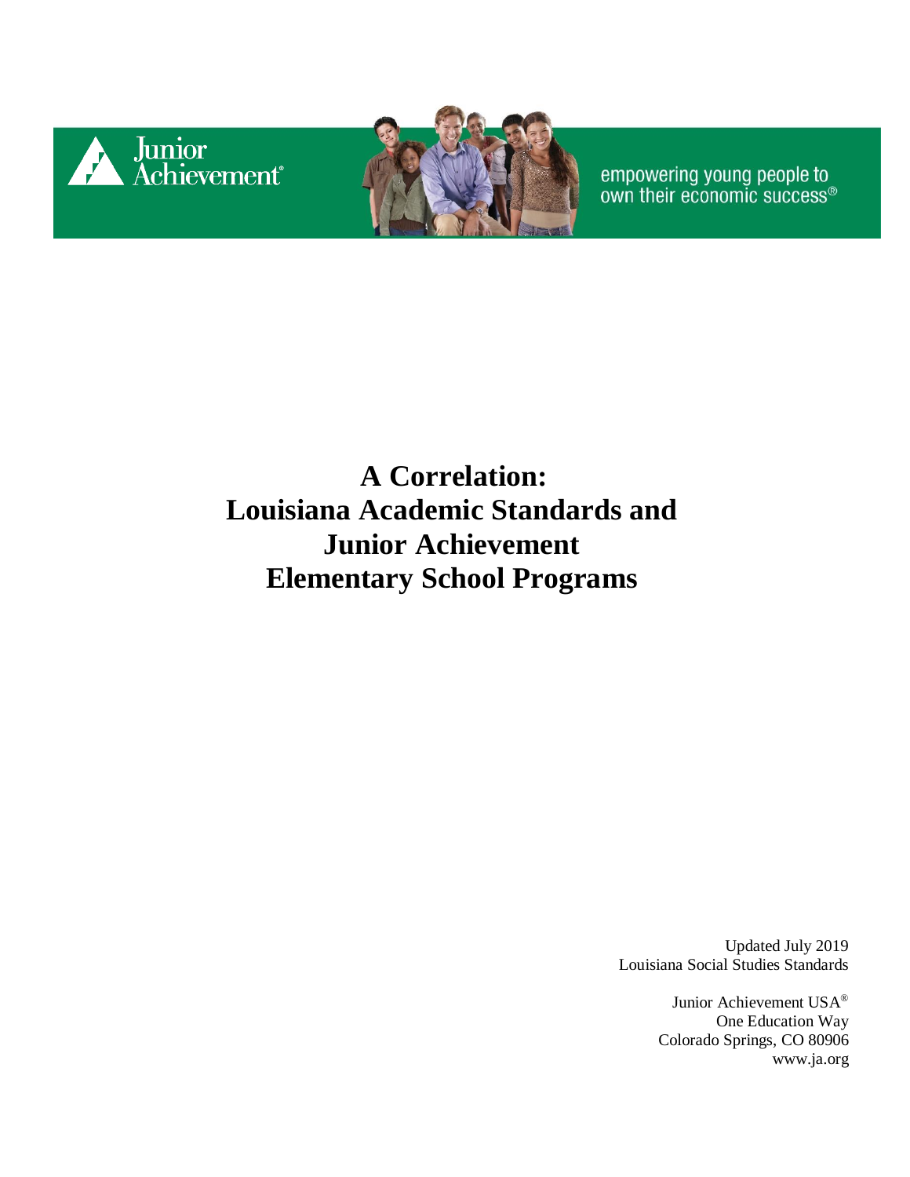Junior Achievement®

empowering young people to own their economic success®

# A Correlation: Louisiana Academic Standards and Junior Achievement Elementary School Programs

Updated July 2019
Louisiana Social Studies Standards

Junior Achievement USA®
One Education Way
Colorado Springs, CO 80906
www.ja.org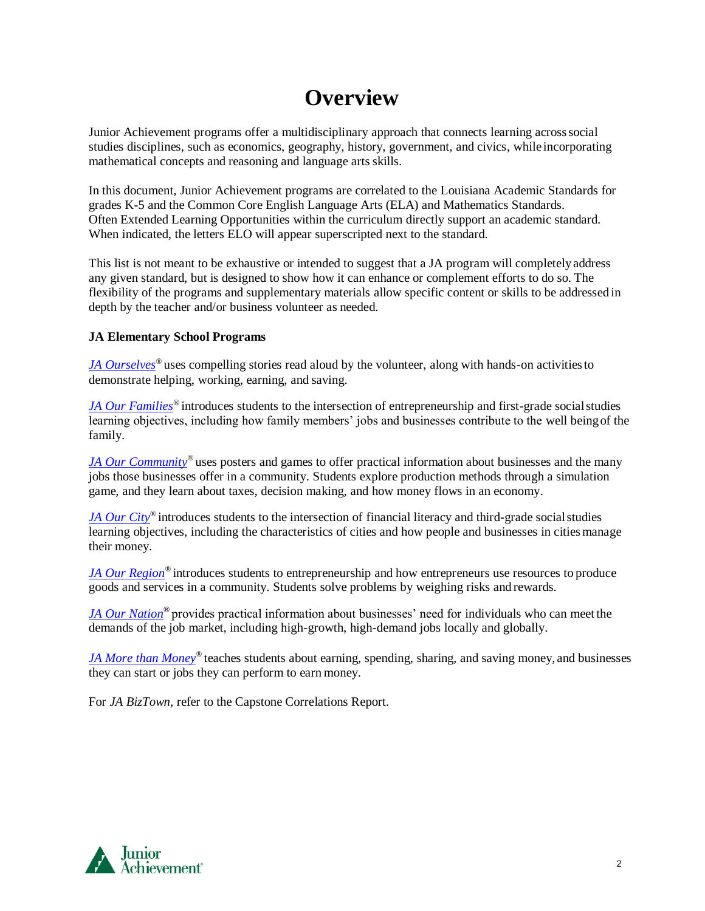# Overview

Junior Achievement programs offer a multidisciplinary approach that connects learning across social studies disciplines, such as economics, geography, history, government, and civics, while incorporating mathematical concepts and reasoning and language arts skills.

In this document, Junior Achievement programs are correlated to the Louisiana Academic Standards for grades K-5 and the Common Core English Language Arts (ELA) and Mathematics Standards. Often Extended Learning Opportunities within the curriculum directly support an academic standard. When indicated, the letters ELO will appear superscripted next to the standard.

This list is not meant to be exhaustive or intended to suggest that a JA program will completely address any given standard, but is designed to show how it can enhance or complement efforts to do so. The flexibility of the programs and supplementary materials allow specific content or skills to be addressed in depth by the teacher and/or business volunteer as needed.

**JA Elementary School Programs**

*JA Ourselves®* uses compelling stories read aloud by the volunteer, along with hands-on activities to demonstrate helping, working, earning, and saving.

*JA Our Families®* introduces students to the intersection of entrepreneurship and first-grade social studies learning objectives, including how family members' jobs and businesses contribute to the well being of the family.

*JA Our Community®* uses posters and games to offer practical information about businesses and the many jobs those businesses offer in a community. Students explore production methods through a simulation game, and they learn about taxes, decision making, and how money flows in an economy.

*JA Our City®* introduces students to the intersection of financial literacy and third-grade social studies learning objectives, including the characteristics of cities and how people and businesses in cities manage their money.

*JA Our Region®* introduces students to entrepreneurship and how entrepreneurs use resources to produce goods and services in a community. Students solve problems by weighing risks and rewards.

*JA Our Nation®* provides practical information about businesses' need for individuals who can meet the demands of the job market, including high-growth, high-demand jobs locally and globally.

*JA More than Money®* teaches students about earning, spending, sharing, and saving money, and businesses they can start or jobs they can perform to earn money.

For *JA BizTown*, refer to the Capstone Correlations Report.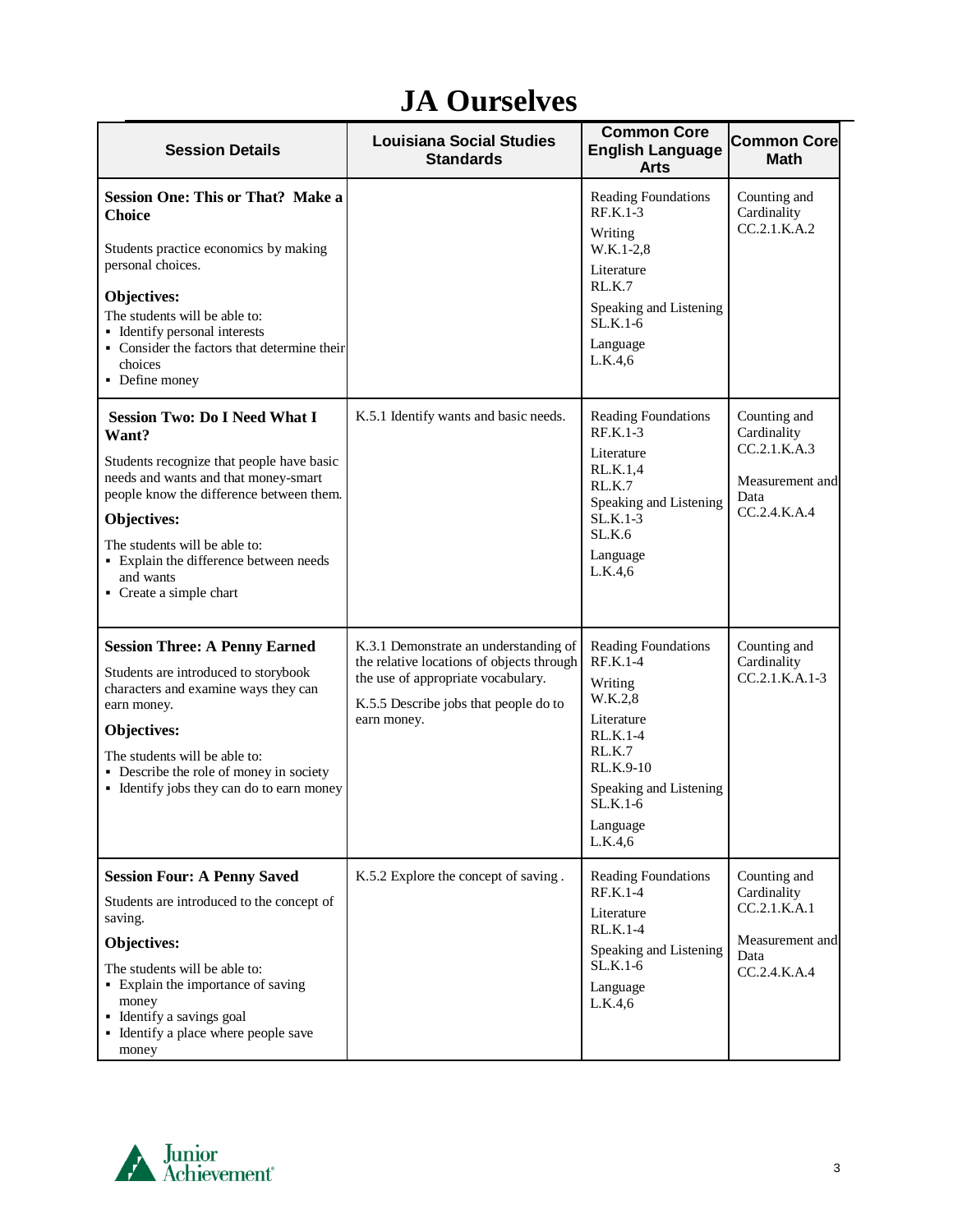# JA Ourselves

| Session Details | Louisiana Social Studies Standards | Common Core English Language Arts | Common Core Math |
|---|---|---|---|
| **Session One: This or That? Make a Choice**<br><br>Students practice economics by making personal choices.<br><br>**Objectives:**<br>The students will be able to:<br>▪ Identify personal interests<br>▪ Consider the factors that determine their choices<br>▪ Define money | | Reading Foundations<br>RF.K.1-3<br>Writing<br>W.K.1-2,8<br>Literature<br>RL.K.7<br>Speaking and Listening<br>SL.K.1-6<br>Language<br>L.K.4,6 | Counting and Cardinality<br>CC.2.1.K.A.2 |
| **Session Two: Do I Need What I Want?**<br><br>Students recognize that people have basic needs and wants and that money-smart people know the difference between them.<br><br>**Objectives:**<br>The students will be able to:<br>▪ Explain the difference between needs and wants<br>▪ Create a simple chart | K.5.1 Identify wants and basic needs. | Reading Foundations<br>RF.K.1-3<br>Literature<br>RL.K.1,4<br>RL.K.7<br>Speaking and Listening<br>SL.K.1-3<br>SL.K.6<br>Language<br>L.K.4,6 | Counting and Cardinality<br>CC.2.1.K.A.3<br><br>Measurement and Data<br>CC.2.4.K.A.4 |
| **Session Three: A Penny Earned**<br><br>Students are introduced to storybook characters and examine ways they can earn money.<br><br>**Objectives:**<br>The students will be able to:<br>▪ Describe the role of money in society<br>▪ Identify jobs they can do to earn money | K.3.1 Demonstrate an understanding of the relative locations of objects through the use of appropriate vocabulary.<br><br>K.5.5 Describe jobs that people do to earn money. | Reading Foundations<br>RF.K.1-4<br>Writing<br>W.K.2,8<br>Literature<br>RL.K.1-4<br>RL.K.7<br>RL.K.9-10<br>Speaking and Listening<br>SL.K.1-6<br>Language<br>L.K.4,6 | Counting and Cardinality<br>CC.2.1.K.A.1-3 |
| **Session Four: A Penny Saved**<br><br>Students are introduced to the concept of saving.<br><br>**Objectives:**<br>The students will be able to:<br>▪ Explain the importance of saving money<br>▪ Identify a savings goal<br>▪ Identify a place where people save money | K.5.2 Explore the concept of saving . | Reading Foundations<br>RF.K.1-4<br>Literature<br>RL.K.1-4<br>Speaking and Listening<br>SL.K.1-6<br>Language<br>L.K.4,6 | Counting and Cardinality<br>CC.2.1.K.A.1<br><br>Measurement and Data<br>CC.2.4.K.A.4 |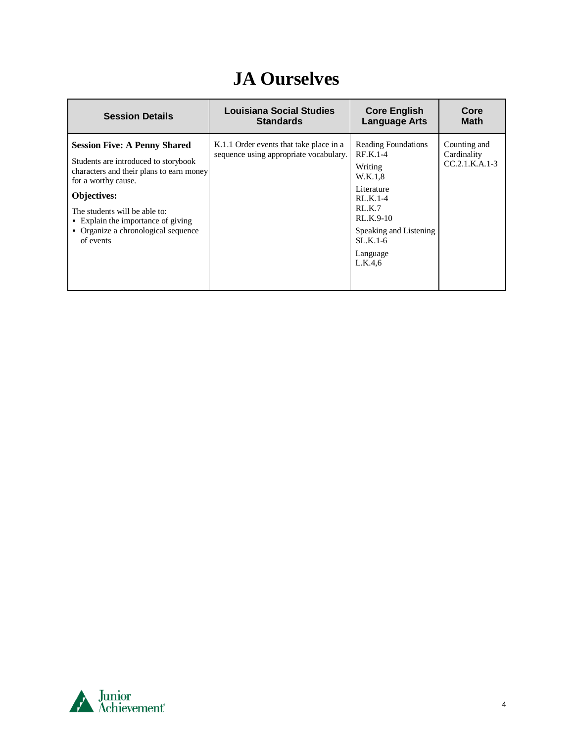# JA Ourselves

| Session Details | Louisiana Social Studies Standards | Core English Language Arts | Core Math |
|---|---|---|---|
| **Session Five: A Penny Shared**<br><br>Students are introduced to storybook characters and their plans to earn money for a worthy cause.<br><br>**Objectives:**<br><br>The students will be able to:<br>▪ Explain the importance of giving<br>▪ Organize a chronological sequence of events | K.1.1 Order events that take place in a sequence using appropriate vocabulary. | Reading Foundations<br>RF.K.1-4<br><br>Writing<br>W.K.1,8<br><br>Literature<br>RL.K.1-4<br>RL.K.7<br>RL.K.9-10<br><br>Speaking and Listening<br>SL.K.1-6<br><br>Language<br>L.K.4,6 | Counting and Cardinality<br>CC.2.1.K.A.1-3 |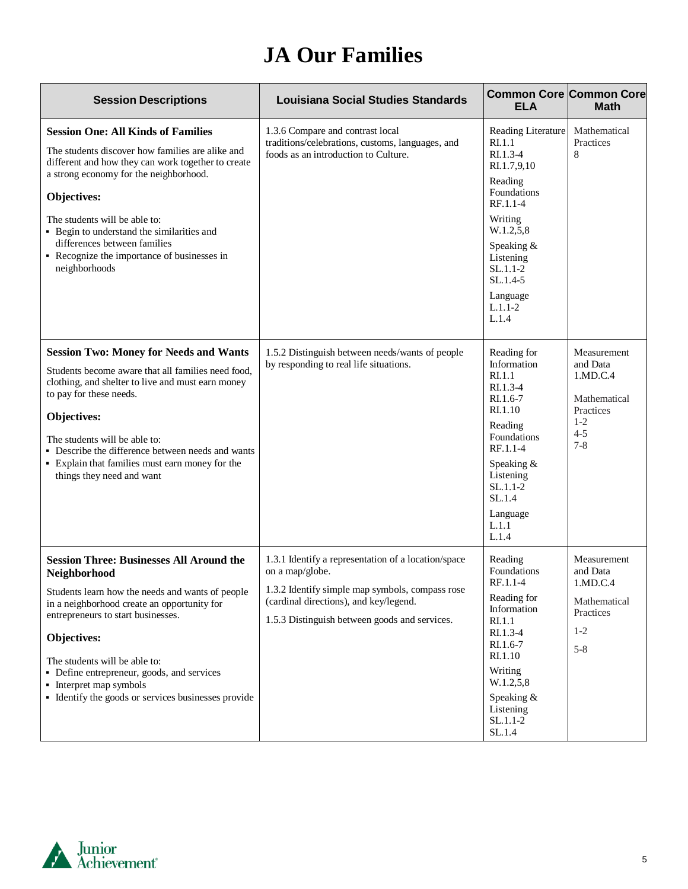# JA Our Families

| Session Descriptions | Louisiana Social Studies Standards | Common Core ELA | Common Core Math |
|---|---|---|---|
| **Session One: All Kinds of Families**<br><br>The students discover how families are alike and different and how they can work together to create a strong economy for the neighborhood.<br><br>**Objectives:**<br><br>The students will be able to:<br>▪ Begin to understand the similarities and differences between families<br>▪ Recognize the importance of businesses in neighborhoods | 1.3.6 Compare and contrast local traditions/celebrations, customs, languages, and foods as an introduction to Culture. | Reading Literature<br>RI.1.1<br>RI.1.3-4<br>RI.1.7,9,10<br><br>Reading Foundations<br>RF.1.1-4<br><br>Writing<br>W.1.2,5,8<br><br>Speaking & Listening<br>SL.1.1-2<br>SL.1.4-5<br><br>Language<br>L.1.1-2<br>L.1.4 | Mathematical Practices<br>8 |
| **Session Two: Money for Needs and Wants**<br><br>Students become aware that all families need food, clothing, and shelter to live and must earn money to pay for these needs.<br><br>**Objectives:**<br><br>The students will be able to:<br>▪ Describe the difference between needs and wants<br>▪ Explain that families must earn money for the things they need and want | 1.5.2 Distinguish between needs/wants of people by responding to real life situations. | Reading for Information<br>RI.1.1<br>RI.1.3-4<br>RI.1.6-7<br>RI.1.10<br><br>Reading Foundations<br>RF.1.1-4<br><br>Speaking & Listening<br>SL.1.1-2<br>SL.1.4<br><br>Language<br>L.1.1<br>L.1.4 | Measurement and Data<br>1.MD.C.4<br><br>Mathematical Practices<br>1-2<br>4-5<br>7-8 |
| **Session Three: Businesses All Around the Neighborhood**<br><br>Students learn how the needs and wants of people in a neighborhood create an opportunity for entrepreneurs to start businesses.<br><br>**Objectives:**<br><br>The students will be able to:<br>▪ Define entrepreneur, goods, and services<br>▪ Interpret map symbols<br>▪ Identify the goods or services businesses provide | 1.3.1 Identify a representation of a location/space on a map/globe.<br><br>1.3.2 Identify simple map symbols, compass rose (cardinal directions), and key/legend.<br><br>1.5.3 Distinguish between goods and services. | Reading Foundations<br>RF.1.1-4<br><br>Reading for Information<br>RI.1.1<br>RI.1.3-4<br>RI.1.6-7<br>RI.1.10<br><br>Writing<br>W.1.2,5,8<br><br>Speaking & Listening<br>SL.1.1-2<br>SL.1.4 | Measurement and Data<br>1.MD.C.4<br><br>Mathematical Practices<br><br>1-2<br><br>5-8 |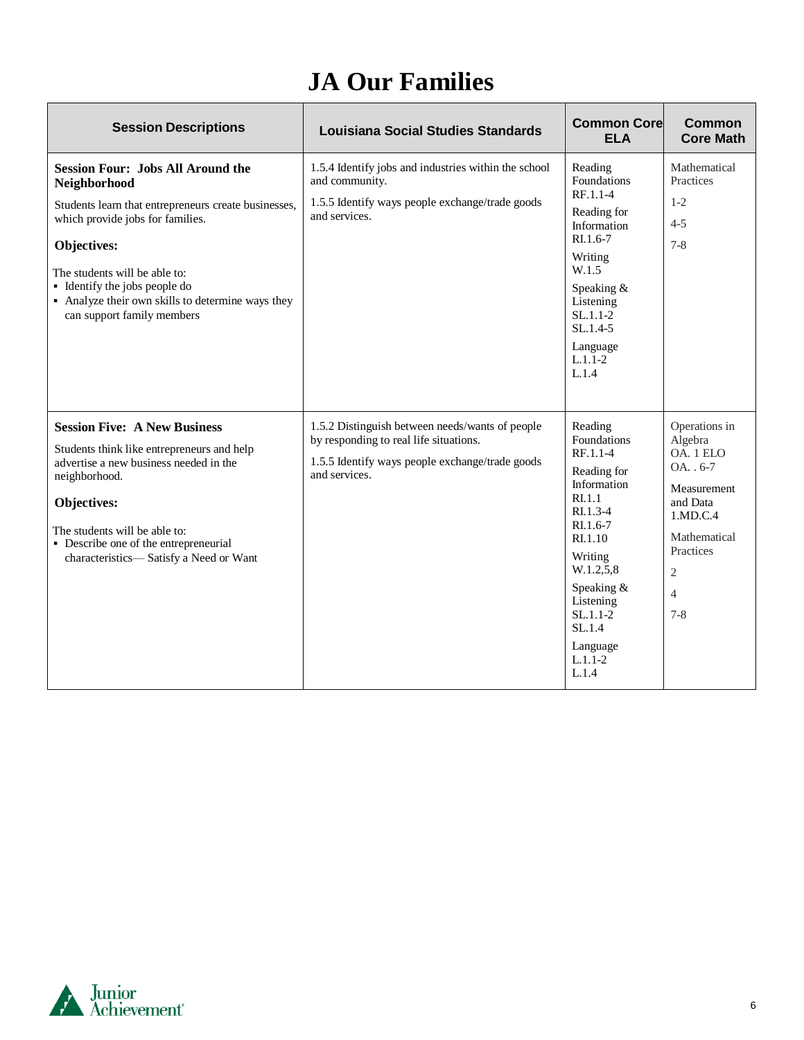# JA Our Families

| Session Descriptions | Louisiana Social Studies Standards | Common Core ELA | Common Core Math |
|---|---|---|---|
| **Session Four: Jobs All Around the Neighborhood**<br><br>Students learn that entrepreneurs create businesses, which provide jobs for families.<br><br>**Objectives:**<br><br>The students will be able to:<br>▪ Identify the jobs people do<br>▪ Analyze their own skills to determine ways they can support family members | 1.5.4 Identify jobs and industries within the school and community.<br><br>1.5.5 Identify ways people exchange/trade goods and services. | Reading Foundations RF.1.1-4<br><br>Reading for Information RI.1.6-7<br><br>Writing W.1.5<br><br>Speaking & Listening SL.1.1-2 SL.1.4-5<br><br>Language L.1.1-2 L.1.4 | Mathematical Practices<br><br>1-2<br><br>4-5<br><br>7-8 |
| **Session Five: A New Business**<br><br>Students think like entrepreneurs and help advertise a new business needed in the neighborhood.<br><br>**Objectives:**<br><br>The students will be able to:<br>▪ Describe one of the entrepreneurial characteristics— Satisfy a Need or Want | 1.5.2 Distinguish between needs/wants of people by responding to real life situations.<br><br>1.5.5 Identify ways people exchange/trade goods and services. | Reading Foundations RF.1.1-4<br><br>Reading for Information RI.1.1 RI.1.3-4 RI.1.6-7 RI.1.10<br><br>Writing W.1.2,5,8<br><br>Speaking & Listening SL.1.1-2 SL.1.4<br><br>Language L.1.1-2 L.1.4 | Operations in Algebra OA. 1 ELO OA. . 6-7<br><br>Measurement and Data 1.MD.C.4<br><br>Mathematical Practices<br><br>2<br><br>4<br><br>7-8 |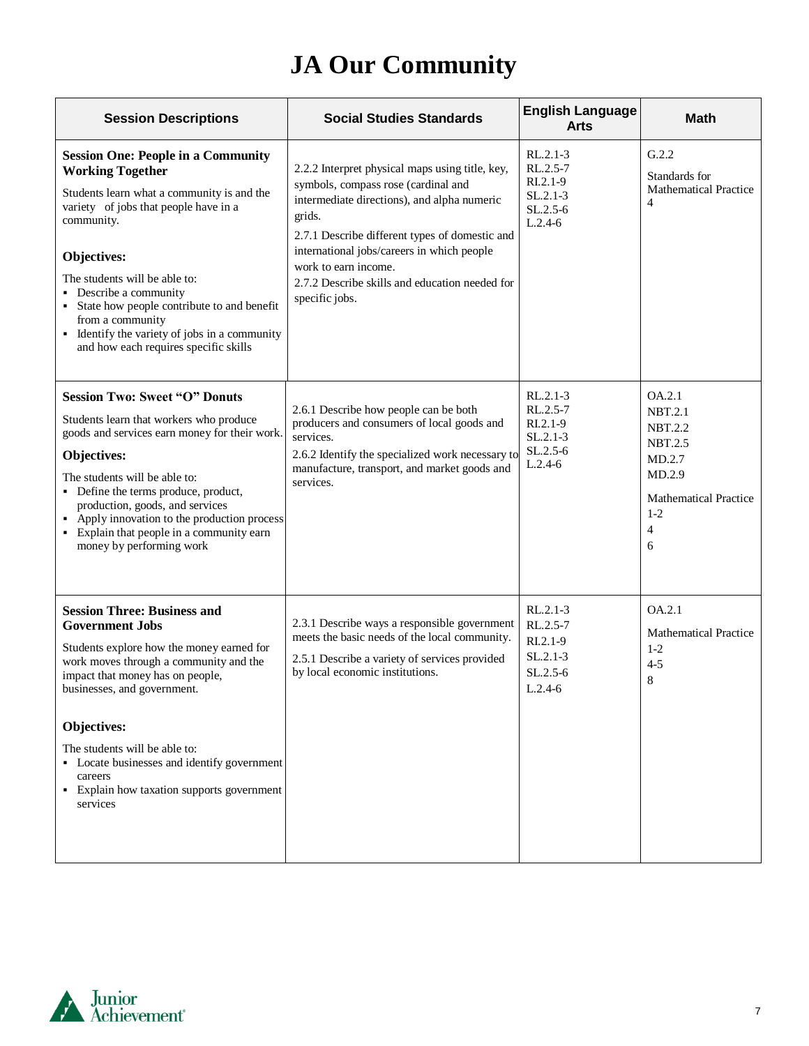# JA Our Community

| Session Descriptions | Social Studies Standards | English Language Arts | Math |
|---|---|---|---|
| **Session One: People in a Community Working Together**<br><br>Students learn what a community is and the variety of jobs that people have in a community.<br><br>**Objectives:**<br><br>The students will be able to:<br>▪ Describe a community<br>▪ State how people contribute to and benefit from a community<br>▪ Identify the variety of jobs in a community and how each requires specific skills | 2.2.2 Interpret physical maps using title, key, symbols, compass rose (cardinal and intermediate directions), and alpha numeric grids.<br><br>2.7.1 Describe different types of domestic and international jobs/careers in which people work to earn income.<br><br>2.7.2 Describe skills and education needed for specific jobs. | RL.2.1-3<br>RL.2.5-7<br>RI.2.1-9<br>SL.2.1-3<br>SL.2.5-6<br>L.2.4-6 | G.2.2<br><br>Standards for Mathematical Practice<br>4 |
| **Session Two: Sweet "O" Donuts**<br><br>Students learn that workers who produce goods and services earn money for their work.<br><br>**Objectives:**<br><br>The students will be able to:<br>▪ Define the terms produce, product, production, goods, and services<br>▪ Apply innovation to the production process<br>▪ Explain that people in a community earn money by performing work | 2.6.1 Describe how people can be both producers and consumers of local goods and services.<br><br>2.6.2 Identify the specialized work necessary to manufacture, transport, and market goods and services. | RL.2.1-3<br>RL.2.5-7<br>RI.2.1-9<br>SL.2.1-3<br>SL.2.5-6<br>L.2.4-6 | OA.2.1<br>NBT.2.1<br>NBT.2.2<br>NBT.2.5<br>MD.2.7<br>MD.2.9<br><br>Mathematical Practice<br>1-2<br>4<br>6 |
| **Session Three: Business and Government Jobs**<br><br>Students explore how the money earned for work moves through a community and the impact that money has on people, businesses, and government.<br><br>**Objectives:**<br><br>The students will be able to:<br>▪ Locate businesses and identify government careers<br>▪ Explain how taxation supports government services | 2.3.1 Describe ways a responsible government meets the basic needs of the local community.<br><br>2.5.1 Describe a variety of services provided by local economic institutions. | RL.2.1-3<br>RL.2.5-7<br>RI.2.1-9<br>SL.2.1-3<br>SL.2.5-6<br>L.2.4-6 | OA.2.1<br><br>Mathematical Practice<br>1-2<br>4-5<br>8 |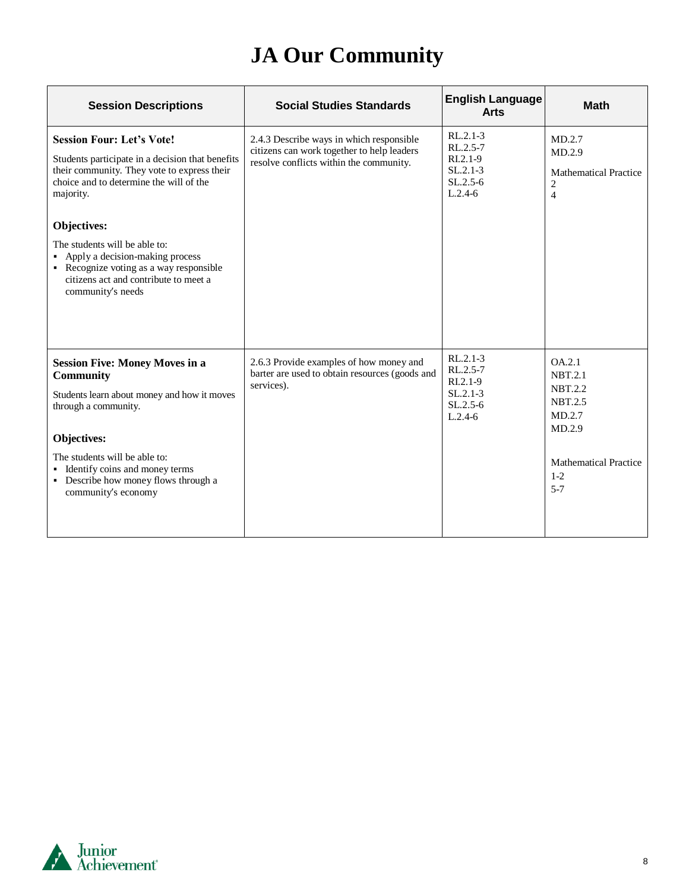# JA Our Community

| Session Descriptions | Social Studies Standards | English Language Arts | Math |
|---|---|---|---|
| **Session Four: Let's Vote!**<br><br>Students participate in a decision that benefits their community. They vote to express their choice and to determine the will of the majority.<br><br>**Objectives:**<br><br>The students will be able to:<br>▪ Apply a decision-making process<br>▪ Recognize voting as a way responsible citizens act and contribute to meet a community's needs | 2.4.3 Describe ways in which responsible citizens can work together to help leaders resolve conflicts within the community. | RL.2.1-3<br>RL.2.5-7<br>RI.2.1-9<br>SL.2.1-3<br>SL.2.5-6<br>L.2.4-6 | MD.2.7<br>MD.2.9<br><br>Mathematical Practice<br>2<br>4 |
| **Session Five: Money Moves in a Community**<br><br>Students learn about money and how it moves through a community.<br><br>**Objectives:**<br><br>The students will be able to:<br>▪ Identify coins and money terms<br>▪ Describe how money flows through a community's economy | 2.6.3 Provide examples of how money and barter are used to obtain resources (goods and services). | RL.2.1-3<br>RL.2.5-7<br>RI.2.1-9<br>SL.2.1-3<br>SL.2.5-6<br>L.2.4-6 | OA.2.1<br>NBT.2.1<br>NBT.2.2<br>NBT.2.5<br>MD.2.7<br>MD.2.9<br><br>Mathematical Practice<br>1-2<br>5-7 |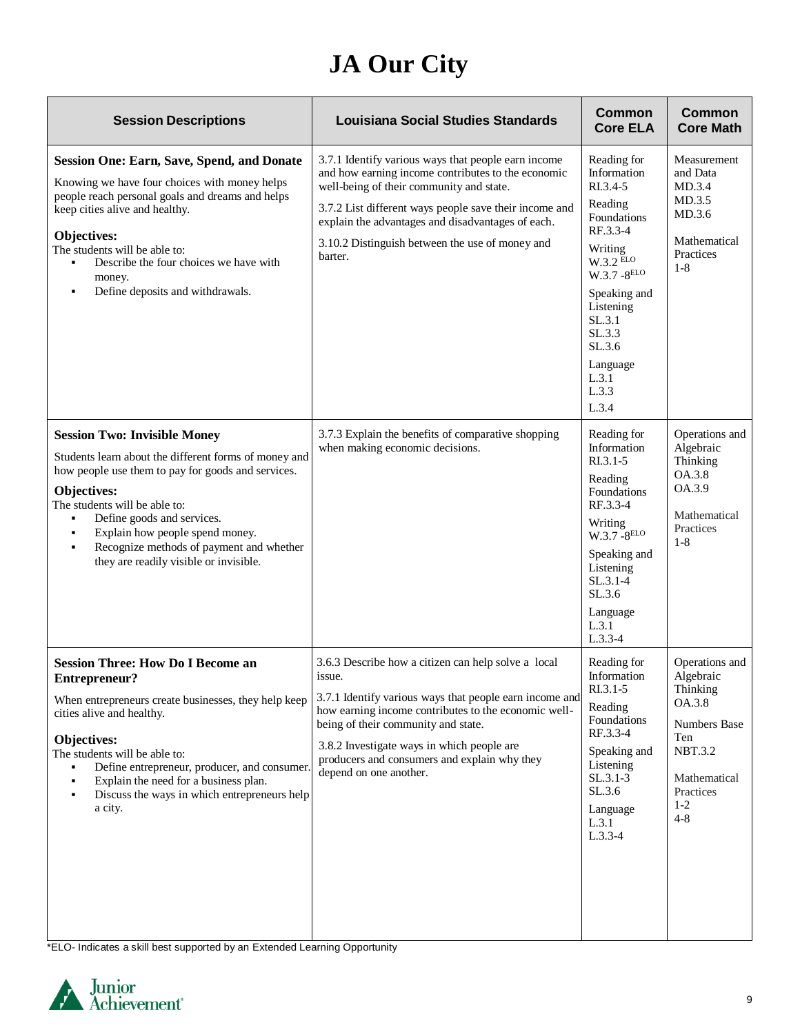# JA Our City

| Session Descriptions | Louisiana Social Studies Standards | Common Core ELA | Common Core Math |
|---|---|---|---|
| **Session One: Earn, Save, Spend, and Donate**<br>Knowing we have four choices with money helps people reach personal goals and dreams and helps keep cities alive and healthy.<br>**Objectives:**<br>The students will be able to:<br>▪ Describe the four choices we have with money.<br>▪ Define deposits and withdrawals. | 3.7.1 Identify various ways that people earn income and how earning income contributes to the economic well-being of their community and state.<br>3.7.2 List different ways people save their income and explain the advantages and disadvantages of each.<br>3.10.2 Distinguish between the use of money and barter. | Reading for Information RI.3.4-5<br>Reading Foundations RF.3.3-4<br>Writing W.3.2 ELO W.3.7 -8ELO<br>Speaking and Listening SL.3.1 SL.3.3 SL.3.6<br>Language L.3.1 L.3.3 L.3.4 | Measurement and Data MD.3.4 MD.3.5 MD.3.6<br>Mathematical Practices 1-8 |
| **Session Two: Invisible Money**<br>Students learn about the different forms of money and how people use them to pay for goods and services.<br>**Objectives:**<br>The students will be able to:<br>▪ Define goods and services.<br>▪ Explain how people spend money.<br>▪ Recognize methods of payment and whether they are readily visible or invisible. | 3.7.3 Explain the benefits of comparative shopping when making economic decisions. | Reading for Information RI.3.1-5<br>Reading Foundations RF.3.3-4<br>Writing W.3.7 -8ELO<br>Speaking and Listening SL.3.1-4 SL.3.6<br>Language L.3.1 L.3.3-4 | Operations and Algebraic Thinking OA.3.8 OA.3.9<br>Mathematical Practices 1-8 |
| **Session Three: How Do I Become an Entrepreneur?**<br>When entrepreneurs create businesses, they help keep cities alive and healthy.<br>**Objectives:**<br>The students will be able to:<br>▪ Define entrepreneur, producer, and consumer.<br>▪ Explain the need for a business plan.<br>▪ Discuss the ways in which entrepreneurs help a city. | 3.6.3 Describe how a citizen can help solve a local issue.<br>3.7.1 Identify various ways that people earn income and how earning income contributes to the economic well-being of their community and state.<br>3.8.2 Investigate ways in which people are producers and consumers and explain why they depend on one another. | Reading for Information RI.3.1-5<br>Reading Foundations RF.3.3-4<br>Speaking and Listening SL.3.1-3 SL.3.6<br>Language L.3.1 L.3.3-4 | Operations and Algebraic Thinking OA.3.8<br>Numbers Base Ten NBT.3.2<br>Mathematical Practices 1-2 4-8 |

*ELO- Indicates a skill best supported by an Extended Learning Opportunity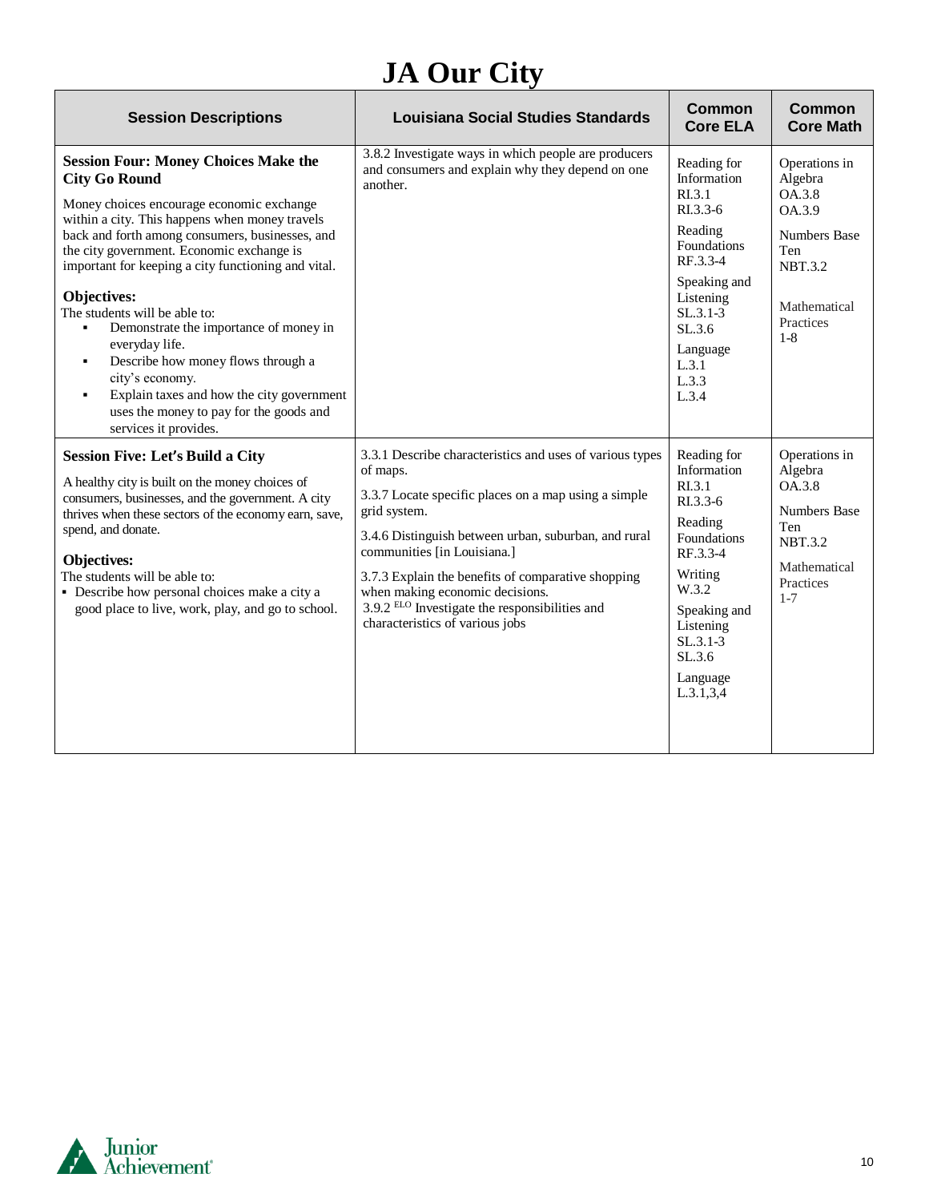# JA Our City

| Session Descriptions | Louisiana Social Studies Standards | Common Core ELA | Common Core Math |
|---|---|---|---|
| **Session Four: Money Choices Make the City Go Round**<br><br>Money choices encourage economic exchange within a city. This happens when money travels back and forth among consumers, businesses, and the city government. Economic exchange is important for keeping a city functioning and vital.<br><br>**Objectives:**<br>The students will be able to:<br>▪ Demonstrate the importance of money in everyday life.<br>▪ Describe how money flows through a city's economy.<br>▪ Explain taxes and how the city government uses the money to pay for the goods and services it provides. | 3.8.2 Investigate ways in which people are producers and consumers and explain why they depend on one another. | Reading for Information<br>RI.3.1<br>RI.3.3-6<br><br>Reading Foundations<br>RF.3.3-4<br><br>Speaking and Listening<br>SL.3.1-3<br>SL.3.6<br><br>Language<br>L.3.1<br>L.3.3<br>L.3.4 | Operations in Algebra<br>OA.3.8<br>OA.3.9<br><br>Numbers Base Ten<br>NBT.3.2<br><br>Mathematical Practices<br>1-8 |
| **Session Five: Let's Build a City**<br><br>A healthy city is built on the money choices of consumers, businesses, and the government. A city thrives when these sectors of the economy earn, save, spend, and donate.<br><br>**Objectives:**<br>The students will be able to:<br>▪ Describe how personal choices make a city a good place to live, work, play, and go to school. | 3.3.1 Describe characteristics and uses of various types of maps.<br><br>3.3.7 Locate specific places on a map using a simple grid system.<br><br>3.4.6 Distinguish between urban, suburban, and rural communities [in Louisiana.]<br><br>3.7.3 Explain the benefits of comparative shopping when making economic decisions.<br>3.9.2 ELO Investigate the responsibilities and characteristics of various jobs | Reading for Information<br>RI.3.1<br>RI.3.3-6<br><br>Reading Foundations<br>RF.3.3-4<br><br>Writing<br>W.3.2<br><br>Speaking and Listening<br>SL.3.1-3<br>SL.3.6<br><br>Language<br>L.3.1,3,4 | Operations in Algebra<br>OA.3.8<br><br>Numbers Base Ten<br>NBT.3.2<br><br>Mathematical Practices<br>1-7 |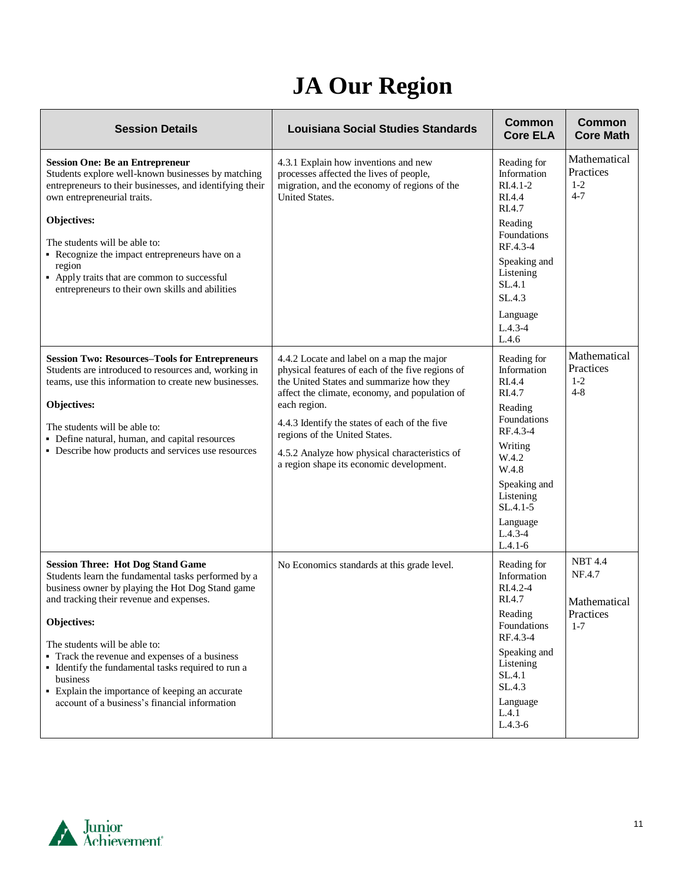# JA Our Region

| Session Details | Louisiana Social Studies Standards | Common Core ELA | Common Core Math |
|---|---|---|---|
| **Session One: Be an Entrepreneur**<br>Students explore well-known businesses by matching entrepreneurs to their businesses, and identifying their own entrepreneurial traits.<br>**Objectives:**<br>The students will be able to:<br>▪ Recognize the impact entrepreneurs have on a region<br>▪ Apply traits that are common to successful entrepreneurs to their own skills and abilities | 4.3.1 Explain how inventions and new processes affected the lives of people, migration, and the economy of regions of the United States. | Reading for Information<br>RI.4.1-2<br>RI.4.4<br>RI.4.7<br>Reading Foundations<br>RF.4.3-4<br>Speaking and Listening<br>SL.4.1<br>SL.4.3<br>Language<br>L.4.3-4<br>L.4.6 | Mathematical Practices<br>1-2<br>4-7 |
| **Session Two: Resources–Tools for Entrepreneurs**<br>Students are introduced to resources and, working in teams, use this information to create new businesses.<br>**Objectives:**<br>The students will be able to:<br>▪ Define natural, human, and capital resources<br>▪ Describe how products and services use resources | 4.4.2 Locate and label on a map the major physical features of each of the five regions of the United States and summarize how they affect the climate, economy, and population of each region.<br>4.4.3 Identify the states of each of the five regions of the United States.<br>4.5.2 Analyze how physical characteristics of a region shape its economic development. | Reading for Information<br>RI.4.4<br>RI.4.7<br>Reading Foundations<br>RF.4.3-4<br>Writing<br>W.4.2<br>W.4.8<br>Speaking and Listening<br>SL.4.1-5<br>Language<br>L.4.3-4<br>L.4.1-6 | Mathematical Practices<br>1-2<br>4-8 |
| **Session Three: Hot Dog Stand Game**<br>Students learn the fundamental tasks performed by a business owner by playing the Hot Dog Stand game and tracking their revenue and expenses.<br>**Objectives:**<br>The students will be able to:<br>▪ Track the revenue and expenses of a business<br>▪ Identify the fundamental tasks required to run a business<br>▪ Explain the importance of keeping an accurate account of a business's financial information | No Economics standards at this grade level. | Reading for Information<br>RI.4.2-4<br>RI.4.7<br>Reading Foundations<br>RF.4.3-4<br>Speaking and Listening<br>SL.4.1<br>SL.4.3<br>Language<br>L.4.1<br>L.4.3-6 | NBT 4.4<br>NF.4.7<br>Mathematical Practices<br>1-7 |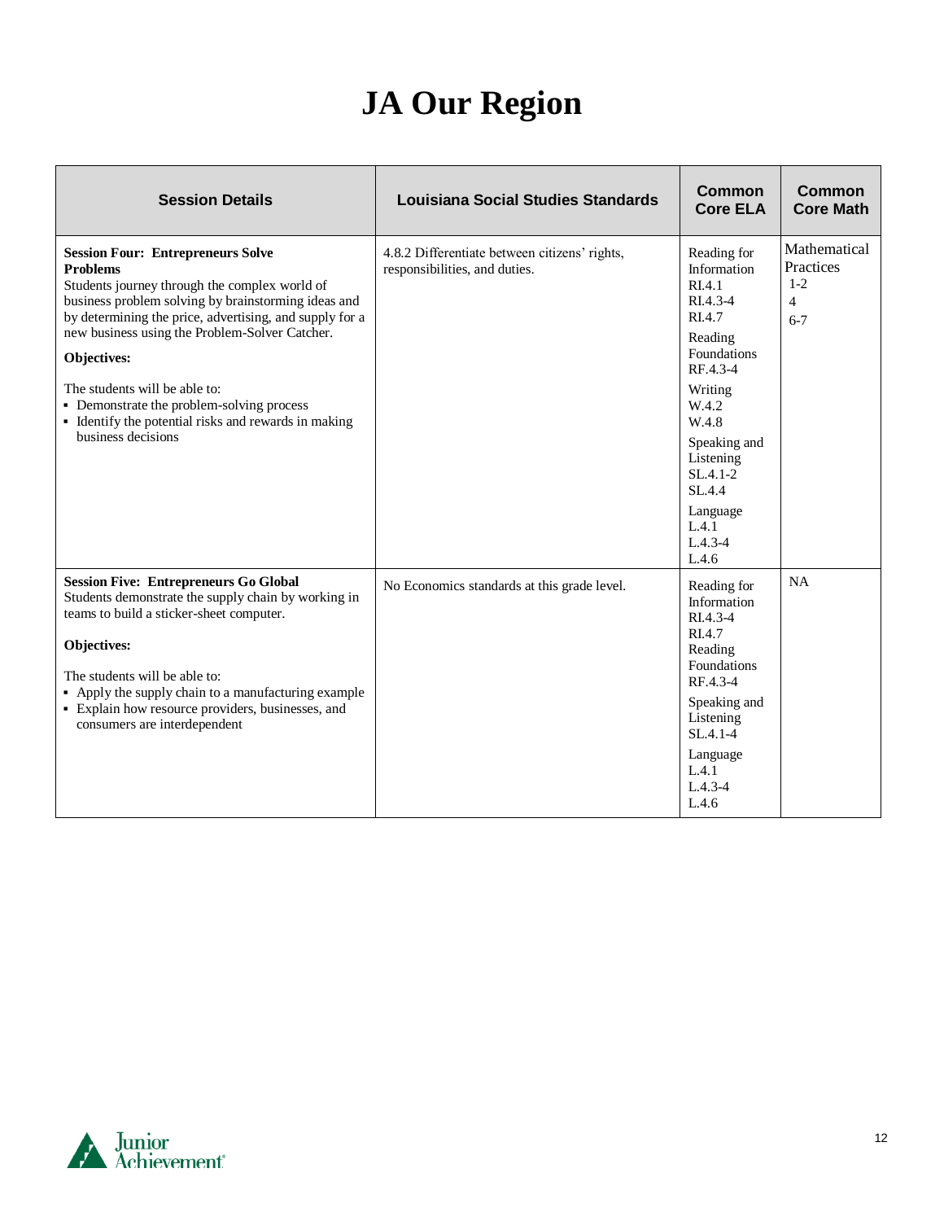# JA Our Region

| Session Details | Louisiana Social Studies Standards | Common Core ELA | Common Core Math |
|---|---|---|---|
| **Session Four: Entrepreneurs Solve Problems**<br>Students journey through the complex world of business problem solving by brainstorming ideas and by determining the price, advertising, and supply for a new business using the Problem-Solver Catcher.<br><br>**Objectives:**<br><br>The students will be able to:<br>▪ Demonstrate the problem-solving process<br>▪ Identify the potential risks and rewards in making business decisions | 4.8.2 Differentiate between citizens' rights, responsibilities, and duties. | Reading for Information<br>RI.4.1<br>RI.4.3-4<br>RI.4.7<br>Reading Foundations<br>RF.4.3-4<br>Writing<br>W.4.2<br>W.4.8<br>Speaking and Listening<br>SL.4.1-2<br>SL.4.4<br>Language<br>L.4.1<br>L.4.3-4<br>L.4.6 | Mathematical Practices<br>1-2<br>4<br>6-7 |
| **Session Five: Entrepreneurs Go Global**<br>Students demonstrate the supply chain by working in teams to build a sticker-sheet computer.<br><br>**Objectives:**<br><br>The students will be able to:<br>▪ Apply the supply chain to a manufacturing example<br>▪ Explain how resource providers, businesses, and consumers are interdependent | No Economics standards at this grade level. | Reading for Information<br>RI.4.3-4<br>RI.4.7<br>Reading Foundations<br>RF.4.3-4<br>Speaking and Listening<br>SL.4.1-4<br>Language<br>L.4.1<br>L.4.3-4<br>L.4.6 | NA |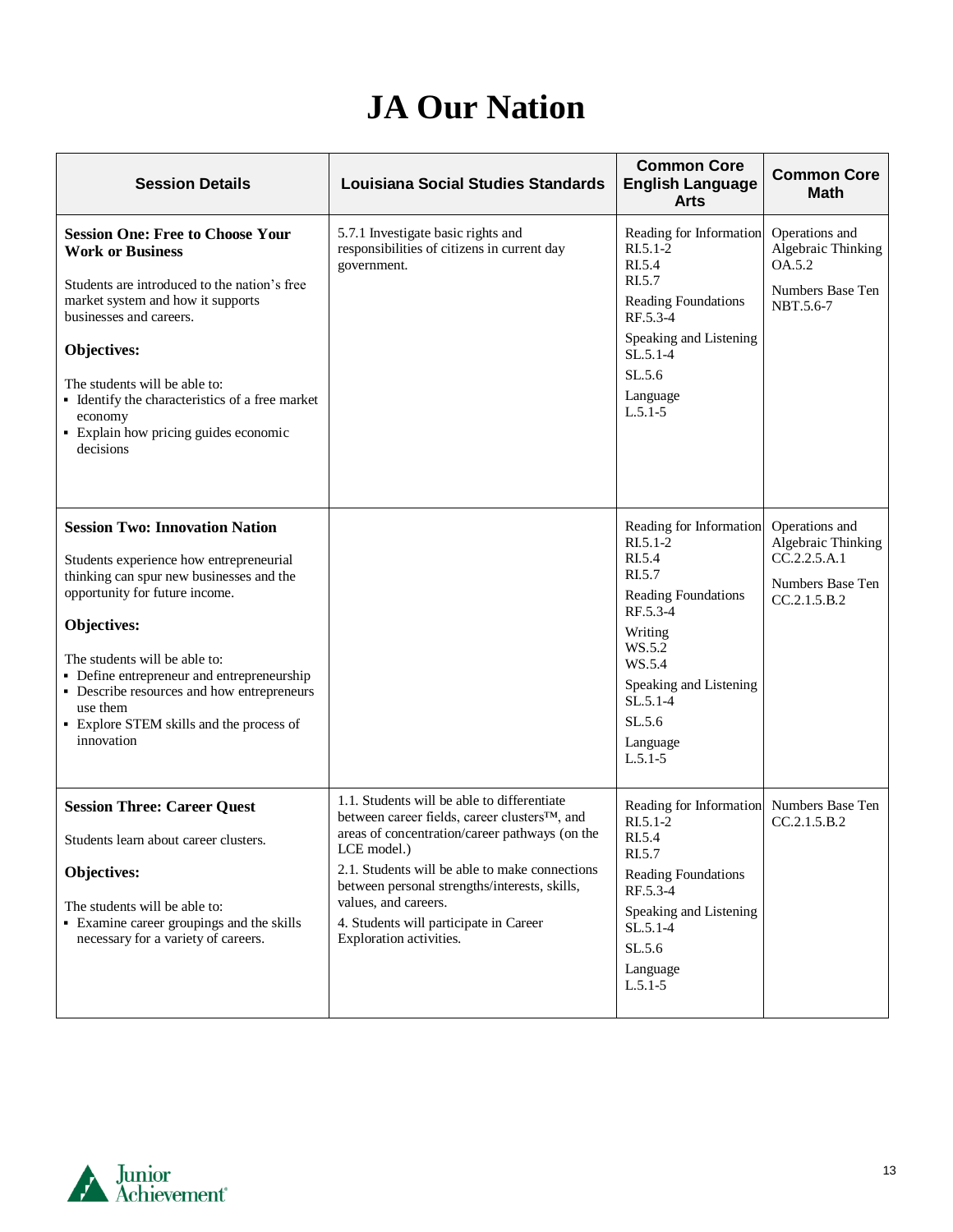# JA Our Nation

| Session Details | Louisiana Social Studies Standards | Common Core English Language Arts | Common Core Math |
|---|---|---|---|
| **Session One: Free to Choose Your Work or Business**<br><br>Students are introduced to the nation's free market system and how it supports businesses and careers.<br><br>**Objectives:**<br><br>The students will be able to:<br>▪ Identify the characteristics of a free market economy<br>▪ Explain how pricing guides economic decisions | 5.7.1 Investigate basic rights and responsibilities of citizens in current day government. | Reading for Information<br>RI.5.1-2<br>RI.5.4<br>RI.5.7<br>Reading Foundations<br>RF.5.3-4<br>Speaking and Listening<br>SL.5.1-4<br>SL.5.6<br>Language<br>L.5.1-5 | Operations and Algebraic Thinking<br>OA.5.2<br>Numbers Base Ten<br>NBT.5.6-7 |
| **Session Two: Innovation Nation**<br><br>Students experience how entrepreneurial thinking can spur new businesses and the opportunity for future income.<br><br>**Objectives:**<br><br>The students will be able to:<br>▪ Define entrepreneur and entrepreneurship<br>▪ Describe resources and how entrepreneurs use them<br>▪ Explore STEM skills and the process of innovation | | Reading for Information<br>RI.5.1-2<br>RI.5.4<br>RI.5.7<br>Reading Foundations<br>RF.5.3-4<br>Writing<br>WS.5.2<br>WS.5.4<br>Speaking and Listening<br>SL.5.1-4<br>SL.5.6<br>Language<br>L.5.1-5 | Operations and Algebraic Thinking<br>CC.2.2.5.A.1<br>Numbers Base Ten<br>CC.2.1.5.B.2 |
| **Session Three: Career Quest**<br><br>Students learn about career clusters.<br><br>**Objectives:**<br><br>The students will be able to:<br>▪ Examine career groupings and the skills necessary for a variety of careers. | 1.1. Students will be able to differentiate between career fields, career clusters™, and areas of concentration/career pathways (on the LCE model.)<br>2.1. Students will be able to make connections between personal strengths/interests, skills, values, and careers.<br>4. Students will participate in Career Exploration activities. | Reading for Information<br>RI.5.1-2<br>RI.5.4<br>RI.5.7<br>Reading Foundations<br>RF.5.3-4<br>Speaking and Listening<br>SL.5.1-4<br>SL.5.6<br>Language<br>L.5.1-5 | Numbers Base Ten<br>CC.2.1.5.B.2 |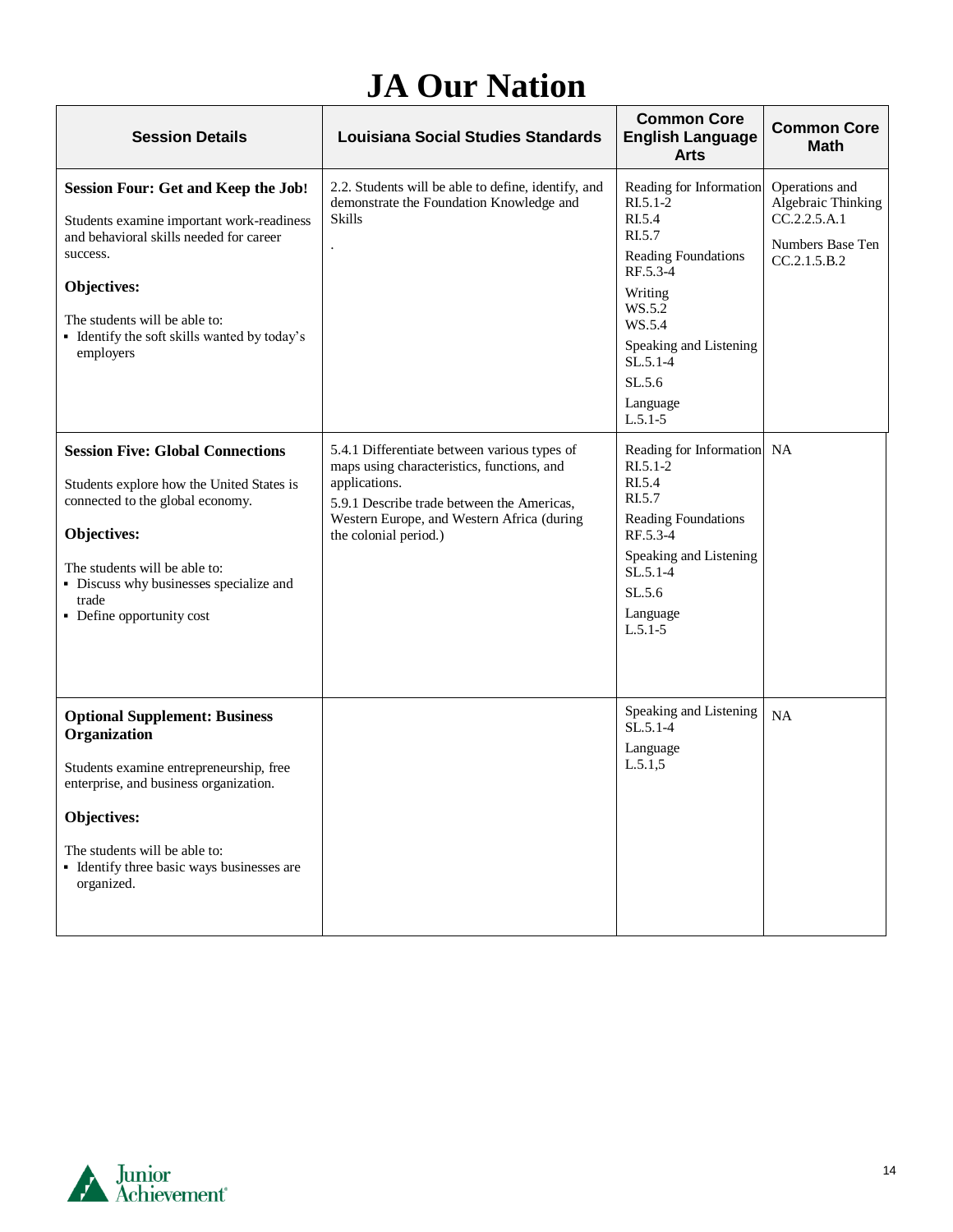# JA Our Nation

| Session Details | Louisiana Social Studies Standards | Common Core English Language Arts | Common Core Math |
|---|---|---|---|
| **Session Four: Get and Keep the Job!**<br><br>Students examine important work-readiness and behavioral skills needed for career success.<br><br>**Objectives:**<br><br>The students will be able to:<br>▪ Identify the soft skills wanted by today's employers | 2.2. Students will be able to define, identify, and demonstrate the Foundation Knowledge and Skills<br><br>. | Reading for Information<br>RI.5.1-2<br>RI.5.4<br>RI.5.7<br>Reading Foundations<br>RF.5.3-4<br>Writing<br>WS.5.2<br>WS.5.4<br>Speaking and Listening<br>SL.5.1-4<br>SL.5.6<br>Language<br>L.5.1-5 | Operations and Algebraic Thinking<br>CC.2.2.5.A.1<br>Numbers Base Ten<br>CC.2.1.5.B.2 |
| **Session Five: Global Connections**<br><br>Students explore how the United States is connected to the global economy.<br><br>**Objectives:**<br><br>The students will be able to:<br>▪ Discuss why businesses specialize and trade<br>▪ Define opportunity cost | 5.4.1 Differentiate between various types of maps using characteristics, functions, and applications.<br>5.9.1 Describe trade between the Americas, Western Europe, and Western Africa (during the colonial period.) | Reading for Information<br>RI.5.1-2<br>RI.5.4<br>RI.5.7<br>Reading Foundations<br>RF.5.3-4<br>Speaking and Listening<br>SL.5.1-4<br>SL.5.6<br>Language<br>L.5.1-5 | NA |
| **Optional Supplement: Business Organization**<br><br>Students examine entrepreneurship, free enterprise, and business organization.<br><br>**Objectives:**<br><br>The students will be able to:<br>▪ Identify three basic ways businesses are organized. | | Speaking and Listening<br>SL.5.1-4<br>Language<br>L.5.1,5 | NA |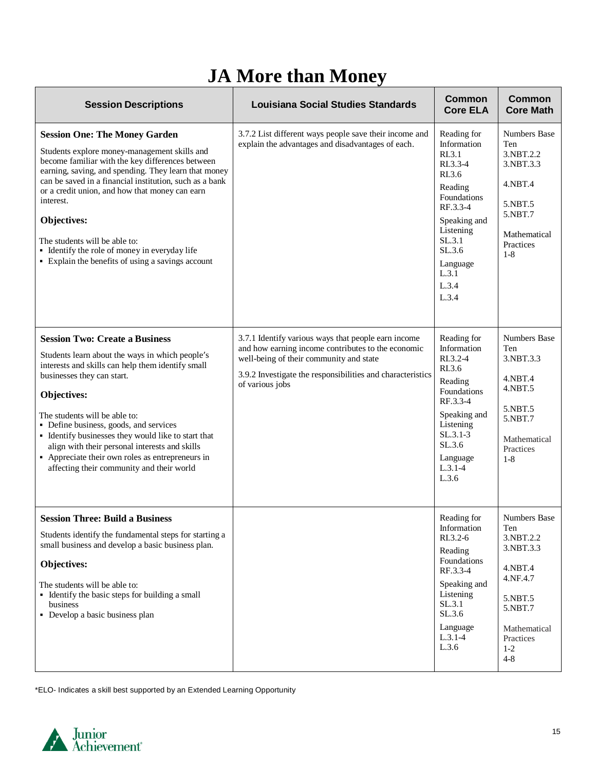# JA More than Money

| Session Descriptions | Louisiana Social Studies Standards | Common Core ELA | Common Core Math |
|---|---|---|---|
| **Session One: The Money Garden**<br><br>Students explore money-management skills and become familiar with the key differences between earning, saving, and spending. They learn that money can be saved in a financial institution, such as a bank or a credit union, and how that money can earn interest.<br><br>**Objectives:**<br><br>The students will be able to:<br>▪ Identify the role of money in everyday life<br>▪ Explain the benefits of using a savings account | 3.7.2 List different ways people save their income and explain the advantages and disadvantages of each. | Reading for Information<br>RI.3.1<br>RI.3.3-4<br>RI.3.6<br>Reading Foundations<br>RF.3.3-4<br>Speaking and Listening<br>SL.3.1<br>SL.3.6<br>Language<br>L.3.1<br>L.3.4<br>L.3.4 | Numbers Base Ten<br>3.NBT.2.2<br>3.NBT.3.3<br><br>4.NBT.4<br><br>5.NBT.5<br>5.NBT.7<br><br>Mathematical Practices<br>1-8 |
| **Session Two: Create a Business**<br><br>Students learn about the ways in which people's interests and skills can help them identify small businesses they can start.<br><br>**Objectives:**<br><br>The students will be able to:<br>▪ Define business, goods, and services<br>▪ Identify businesses they would like to start that align with their personal interests and skills<br>▪ Appreciate their own roles as entrepreneurs in affecting their community and their world | 3.7.1 Identify various ways that people earn income and how earning income contributes to the economic well-being of their community and state<br><br>3.9.2 Investigate the responsibilities and characteristics of various jobs | Reading for Information<br>RI.3.2-4<br>RI.3.6<br>Reading Foundations<br>RF.3.3-4<br>Speaking and Listening<br>SL.3.1-3<br>SL.3.6<br>Language<br>L.3.1-4<br>L.3.6 | Numbers Base Ten<br>3.NBT.3.3<br><br>4.NBT.4<br>4.NBT.5<br><br>5.NBT.5<br>5.NBT.7<br><br>Mathematical Practices<br>1-8 |
| **Session Three: Build a Business**<br><br>Students identify the fundamental steps for starting a small business and develop a basic business plan.<br><br>**Objectives:**<br><br>The students will be able to:<br>▪ Identify the basic steps for building a small business<br>▪ Develop a basic business plan | | Reading for Information<br>RI.3.2-6<br>Reading Foundations<br>RF.3.3-4<br>Speaking and Listening<br>SL.3.1<br>SL.3.6<br>Language<br>L.3.1-4<br>L.3.6 | Numbers Base Ten<br>3.NBT.2.2<br>3.NBT.3.3<br><br>4.NBT.4<br>4.NF.4.7<br><br>5.NBT.5<br>5.NBT.7<br><br>Mathematical Practices<br>1-2<br>4-8 |

*ELO- Indicates a skill best supported by an Extended Learning Opportunity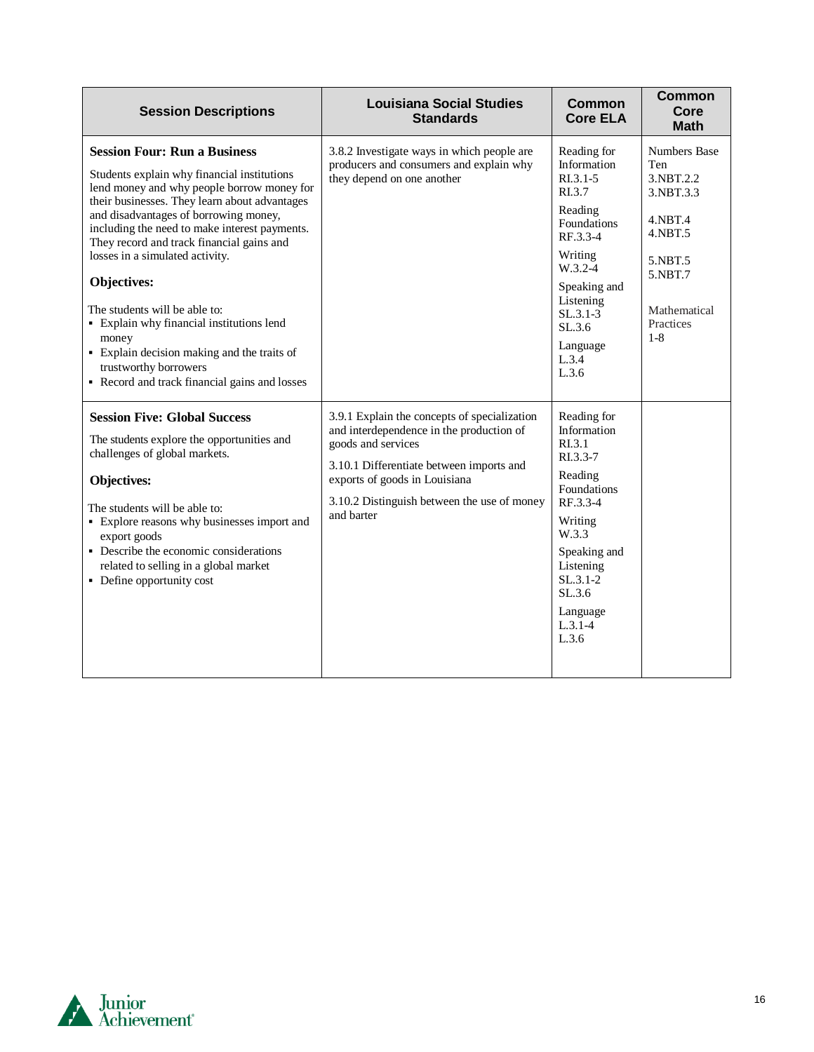| Session Descriptions | Louisiana Social Studies Standards | Common Core ELA | Common Core Math |
|---|---|---|---|
| **Session Four: Run a Business**<br><br>Students explain why financial institutions lend money and why people borrow money for their businesses. They learn about advantages and disadvantages of borrowing money, including the need to make interest payments. They record and track financial gains and losses in a simulated activity.<br><br>**Objectives:**<br><br>The students will be able to:<br>▪ Explain why financial institutions lend money<br>▪ Explain decision making and the traits of trustworthy borrowers<br>▪ Record and track financial gains and losses | 3.8.2 Investigate ways in which people are producers and consumers and explain why they depend on one another | Reading for Information<br>RI.3.1-5<br>RI.3.7<br><br>Reading Foundations<br>RF.3.3-4<br><br>Writing<br>W.3.2-4<br><br>Speaking and Listening<br>SL.3.1-3<br>SL.3.6<br><br>Language<br>L.3.4<br>L.3.6 | Numbers Base Ten<br>3.NBT.2.2<br>3.NBT.3.3<br><br>4.NBT.4<br>4.NBT.5<br><br>5.NBT.5<br>5.NBT.7<br><br>Mathematical Practices<br>1-8 |
| **Session Five: Global Success**<br><br>The students explore the opportunities and challenges of global markets.<br><br>**Objectives:**<br><br>The students will be able to:<br>▪ Explore reasons why businesses import and export goods<br>▪ Describe the economic considerations related to selling in a global market<br>▪ Define opportunity cost | 3.9.1 Explain the concepts of specialization and interdependence in the production of goods and services<br><br>3.10.1 Differentiate between imports and exports of goods in Louisiana<br><br>3.10.2 Distinguish between the use of money and barter | Reading for Information<br>RI.3.1<br>RI.3.3-7<br><br>Reading Foundations<br>RF.3.3-4<br><br>Writing<br>W.3.3<br><br>Speaking and Listening<br>SL.3.1-2<br>SL.3.6<br><br>Language<br>L.3.1-4<br>L.3.6 | |